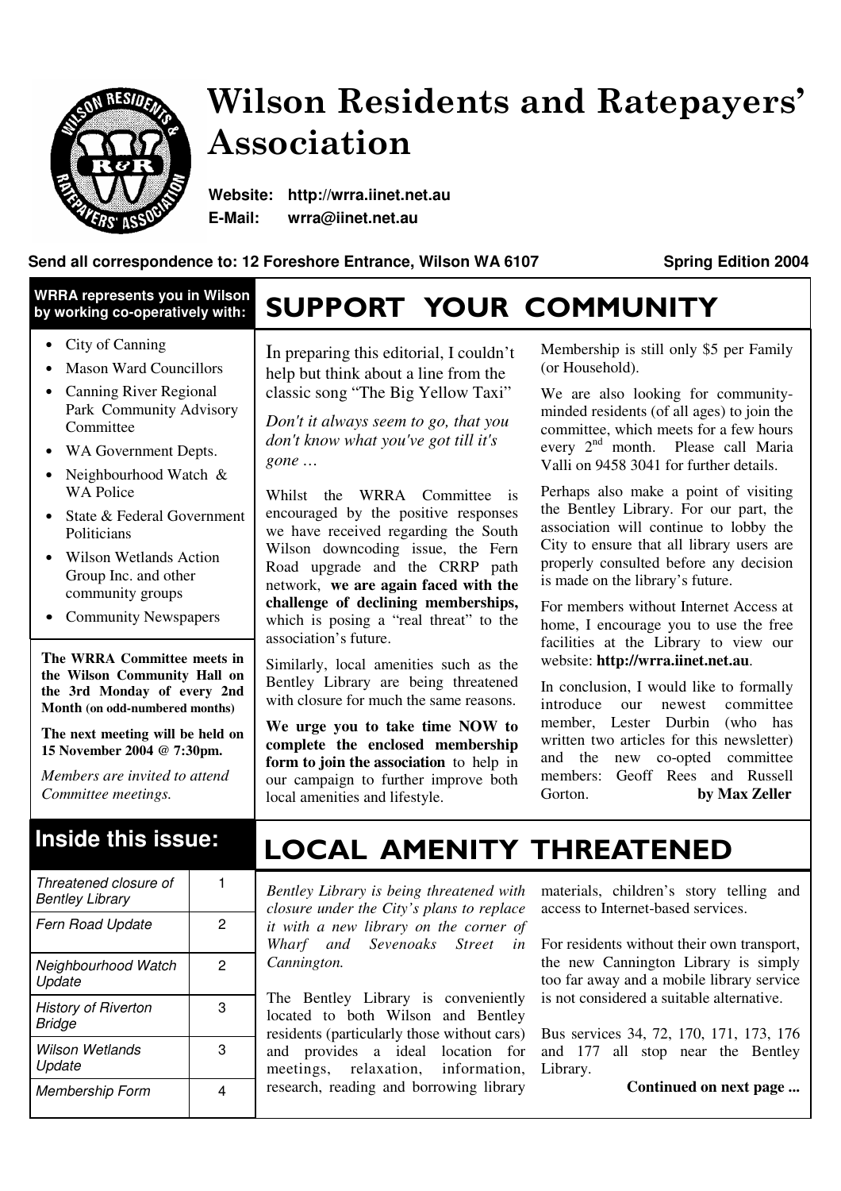# Wilson Residents and Ratepayers' Association

**Website:** **http://wrra.iinet.net.au**
**E-Mail:** **wrra@iinet.net.au**

**Send all correspondence to: 12 Foreshore Entrance, Wilson WA 6107** **Spring Edition 2004**

**WRRA represents you in Wilson by working co-operatively with:**

- City of Canning
- Mason Ward Councillors
- Canning River Regional Park Community Advisory Committee
- WA Government Depts.
- Neighbourhood Watch & WA Police
- State & Federal Government Politicians
- Wilson Wetlands Action Group Inc. and other community groups
- Community Newspapers

**The WRRA Committee meets in the Wilson Community Hall on the 3rd Monday of every 2nd Month (on odd-numbered months)**

**The next meeting will be held on 15 November 2004 @ 7:30pm.**

*Members are invited to attend Committee meetings.*

## Inside this issue:

| | |
|---|---|
| *Threatened closure of Bentley Library* | 1 |
| *Fern Road Update* | 2 |
| *Neighbourhood Watch Update* | 2 |
| *History of Riverton Bridge* | 3 |
| *Wilson Wetlands Update* | 3 |
| *Membership Form* | 4 |

## SUPPORT YOUR COMMUNITY

In preparing this editorial, I couldn't help but think about a line from the classic song "The Big Yellow Taxi"

*Don't it always seem to go, that you don't know what you've got till it's gone …*

Whilst the WRRA Committee is encouraged by the positive responses we have received regarding the South Wilson downcoding issue, the Fern Road upgrade and the CRRP path network, **we are again faced with the challenge of declining memberships,** which is posing a "real threat" to the association's future.

Similarly, local amenities such as the Bentley Library are being threatened with closure for much the same reasons.

**We urge you to take time NOW to complete the enclosed membership form to join the association** to help in our campaign to further improve both local amenities and lifestyle.

Membership is still only $5 per Family (or Household).

We are also looking for community-minded residents (of all ages) to join the committee, which meets for a few hours every 2nd month. Please call Maria Valli on 9458 3041 for further details.

Perhaps also make a point of visiting the Bentley Library. For our part, the association will continue to lobby the City to ensure that all library users are properly consulted before any decision is made on the library's future.

For members without Internet Access at home, I encourage you to use the free facilities at the Library to view our website: **http://wrra.iinet.net.au**.

In conclusion, I would like to formally introduce our newest committee member, Lester Durbin (who has written two articles for this newsletter) and the new co-opted committee members: Geoff Rees and Russell Gorton.

**by Max Zeller**

## LOCAL AMENITY THREATENED

*Bentley Library is being threatened with closure under the City's plans to replace it with a new library on the corner of Wharf and Sevenoaks Street in Cannington.*

The Bentley Library is conveniently located to both Wilson and Bentley residents (particularly those without cars) and provides a ideal location for meetings, relaxation, information, research, reading and borrowing library materials, children's story telling and access to Internet-based services.

For residents without their own transport, the new Cannington Library is simply too far away and a mobile library service is not considered a suitable alternative.

Bus services 34, 72, 170, 171, 173, 176 and 177 all stop near the Bentley Library.

**Continued on next page ...**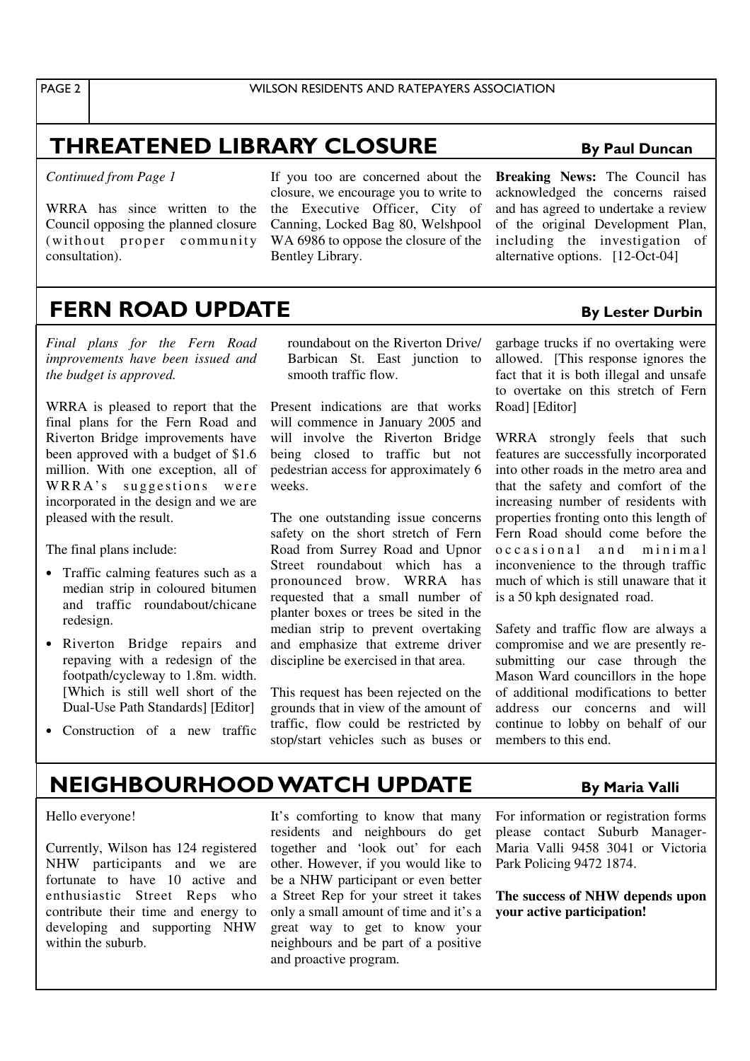## THREATENED LIBRARY CLOSURE

**By Paul Duncan**

*Continued from Page 1*

WRRA has since written to the Council opposing the planned closure (without proper community consultation).

If you too are concerned about the closure, we encourage you to write to the Executive Officer, City of Canning, Locked Bag 80, Welshpool WA 6986 to oppose the closure of the Bentley Library.

**Breaking News:** The Council has acknowledged the concerns raised and has agreed to undertake a review of the original Development Plan, including the investigation of alternative options. [12-Oct-04]

## FERN ROAD UPDATE

**By Lester Durbin**

*Final plans for the Fern Road improvements have been issued and the budget is approved.*

WRRA is pleased to report that the final plans for the Fern Road and Riverton Bridge improvements have been approved with a budget of $1.6 million. With one exception, all of WRRA's suggestions were incorporated in the design and we are pleased with the result.

The final plans include:

- Traffic calming features such as a median strip in coloured bitumen and traffic roundabout/chicane redesign.
- Riverton Bridge repairs and repaving with a redesign of the footpath/cycleway to 1.8m. width. [Which is still well short of the Dual-Use Path Standards] [Editor]
- Construction of a new traffic roundabout on the Riverton Drive/ Barbican St. East junction to smooth traffic flow.

Present indications are that works will commence in January 2005 and will involve the Riverton Bridge being closed to traffic but not pedestrian access for approximately 6 weeks.

The one outstanding issue concerns safety on the short stretch of Fern Road from Surrey Road and Upnor Street roundabout which has a pronounced brow. WRRA has requested that a small number of planter boxes or trees be sited in the median strip to prevent overtaking and emphasize that extreme driver discipline be exercised in that area.

This request has been rejected on the grounds that in view of the amount of traffic, flow could be restricted by stop/start vehicles such as buses or garbage trucks if no overtaking were allowed. [This response ignores the fact that it is both illegal and unsafe to overtake on this stretch of Fern Road] [Editor]

WRRA strongly feels that such features are successfully incorporated into other roads in the metro area and that the safety and comfort of the increasing number of residents with properties fronting onto this length of Fern Road should come before the occasional and minimal inconvenience to the through traffic much of which is still unaware that it is a 50 kph designated road.

Safety and traffic flow are always a compromise and we are presently re-submitting our case through the Mason Ward councillors in the hope of additional modifications to better address our concerns and will continue to lobby on behalf of our members to this end.

## NEIGHBOURHOOD WATCH UPDATE

**By Maria Valli**

Hello everyone!

Currently, Wilson has 124 registered NHW participants and we are fortunate to have 10 active and enthusiastic Street Reps who contribute their time and energy to developing and supporting NHW within the suburb.

It's comforting to know that many residents and neighbours do get together and 'look out' for each other. However, if you would like to be a NHW participant or even better a Street Rep for your street it takes only a small amount of time and it's a great way to get to know your neighbours and be part of a positive and proactive program.

For information or registration forms please contact Suburb Manager- Maria Valli 9458 3041 or Victoria Park Policing 9472 1874.

**The success of NHW depends upon your active participation!**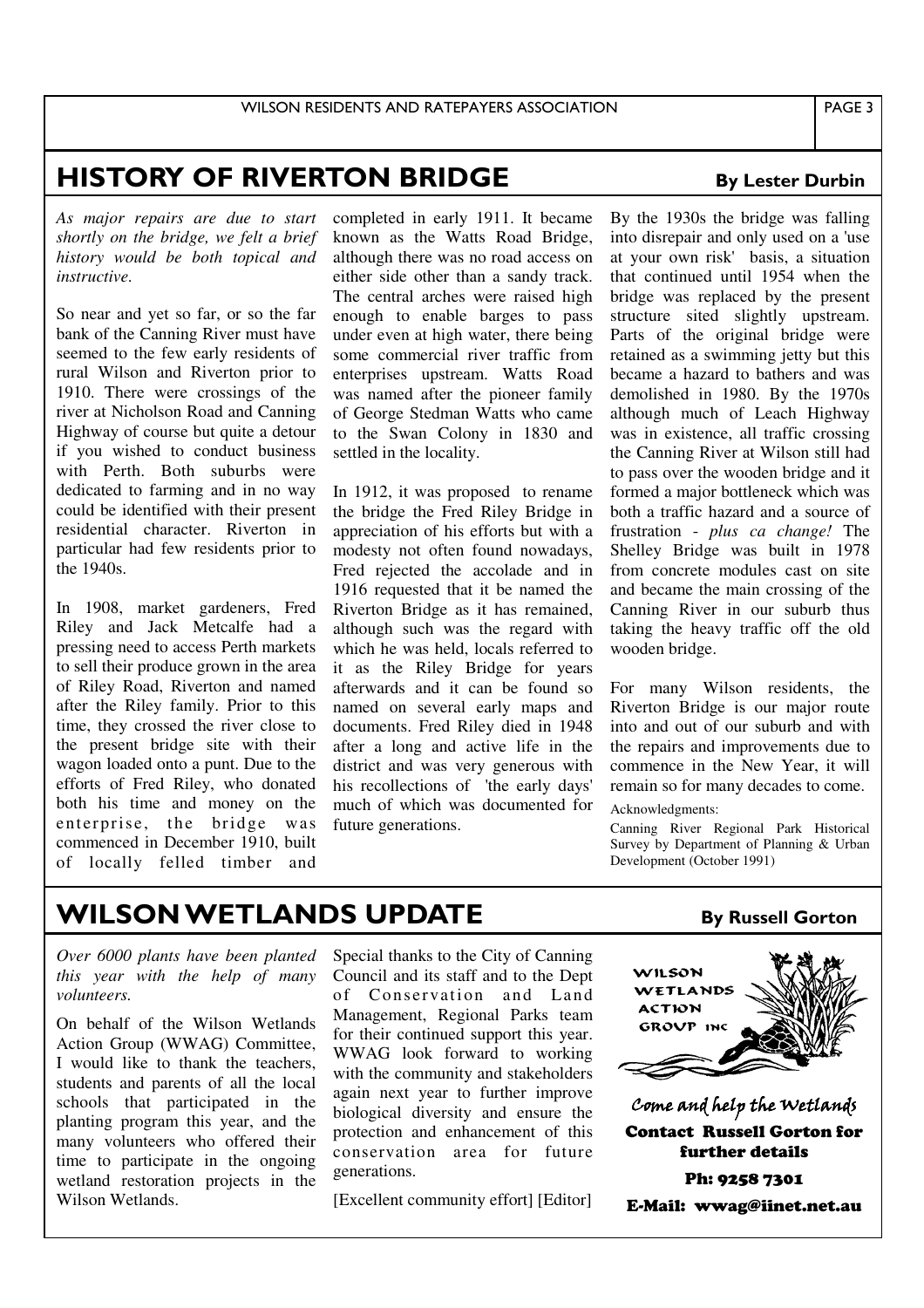## HISTORY OF RIVERTON BRIDGE

**By Lester Durbin**

*As major repairs are due to start shortly on the bridge, we felt a brief history would be both topical and instructive.*

So near and yet so far, or so the far bank of the Canning River must have seemed to the few early residents of rural Wilson and Riverton prior to 1910. There were crossings of the river at Nicholson Road and Canning Highway of course but quite a detour if you wished to conduct business with Perth. Both suburbs were dedicated to farming and in no way could be identified with their present residential character. Riverton in particular had few residents prior to the 1940s.

In 1908, market gardeners, Fred Riley and Jack Metcalfe had a pressing need to access Perth markets to sell their produce grown in the area of Riley Road, Riverton and named after the Riley family. Prior to this time, they crossed the river close to the present bridge site with their wagon loaded onto a punt. Due to the efforts of Fred Riley, who donated both his time and money on the enterprise, the bridge was commenced in December 1910, built of locally felled timber and completed in early 1911. It became known as the Watts Road Bridge, although there was no road access on either side other than a sandy track. The central arches were raised high enough to enable barges to pass under even at high water, there being some commercial river traffic from enterprises upstream. Watts Road was named after the pioneer family of George Stedman Watts who came to the Swan Colony in 1830 and settled in the locality.

In 1912, it was proposed to rename the bridge the Fred Riley Bridge in appreciation of his efforts but with a modesty not often found nowadays, Fred rejected the accolade and in 1916 requested that it be named the Riverton Bridge as it has remained, although such was the regard with which he was held, locals referred to it as the Riley Bridge for years afterwards and it can be found so named on several early maps and documents. Fred Riley died in 1948 after a long and active life in the district and was very generous with his recollections of 'the early days' much of which was documented for future generations.

By the 1930s the bridge was falling into disrepair and only used on a 'use at your own risk' basis, a situation that continued until 1954 when the bridge was replaced by the present structure sited slightly upstream. Parts of the original bridge were retained as a swimming jetty but this became a hazard to bathers and was demolished in 1980. By the 1970s although much of Leach Highway was in existence, all traffic crossing the Canning River at Wilson still had to pass over the wooden bridge and it formed a major bottleneck which was both a traffic hazard and a source of frustration - *plus ca change!* The Shelley Bridge was built in 1978 from concrete modules cast on site and became the main crossing of the Canning River in our suburb thus taking the heavy traffic off the old wooden bridge.

For many Wilson residents, the Riverton Bridge is our major route into and out of our suburb and with the repairs and improvements due to commence in the New Year, it will remain so for many decades to come.

Acknowledgments:

Canning River Regional Park Historical Survey by Department of Planning & Urban Development (October 1991)

## WILSON WETLANDS UPDATE

**By Russell Gorton**

*Over 6000 plants have been planted this year with the help of many volunteers.*

On behalf of the Wilson Wetlands Action Group (WWAG) Committee, I would like to thank the teachers, students and parents of all the local schools that participated in the planting program this year, and the many volunteers who offered their time to participate in the ongoing wetland restoration projects in the Wilson Wetlands.

Special thanks to the City of Canning Council and its staff and to the Dept of Conservation and Land Management, Regional Parks team for their continued support this year. WWAG look forward to working with the community and stakeholders again next year to further improve biological diversity and ensure the protection and enhancement of this conservation area for future generations.

[Excellent community effort] [Editor]

WILSON WETLANDS ACTION GROUP INC

*Come and help the Wetlands*

**Contact Russell Gorton for further details**

**Ph: 9258 7301**

**E-Mail: wwag@iinet.net.au**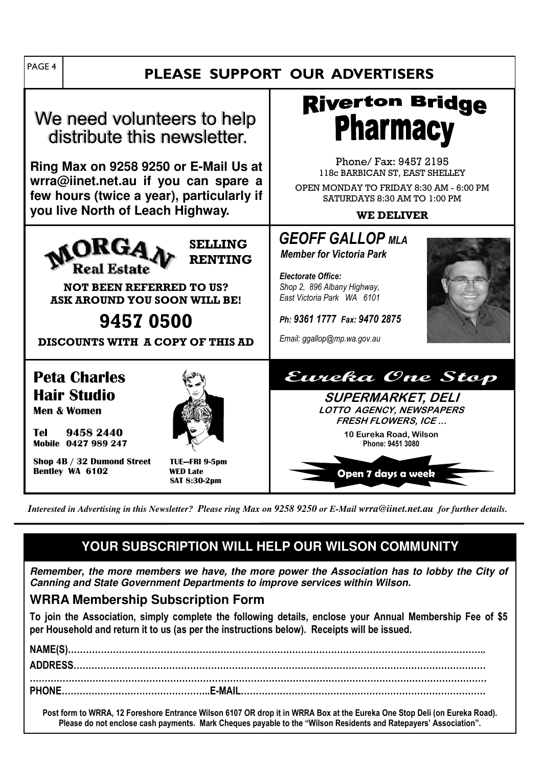## PLEASE SUPPORT OUR ADVERTISERS

### We need volunteers to help distribute this newsletter.

**Ring Max on 9258 9250 or E-Mail Us at wrra@iinet.net.au if you can spare a few hours (twice a year), particularly if you live North of Leach Highway.**

### Riverton Bridge Pharmacy

Phone/ Fax: 9457 2195
118c BARBICAN ST, EAST SHELLEY

OPEN MONDAY TO FRIDAY 8:30 AM - 6:00 PM
SATURDAYS 8:30 AM TO 1:00 PM

**WE DELIVER**

### MORGAN Real Estate

**SELLING**
**RENTING**

**NOT BEEN REFERRED TO US? ASK AROUND YOU SOON WILL BE!**

**9457 0500**

**DISCOUNTS WITH A COPY OF THIS AD**

### *GEOFF GALLOP MLA*

***Member for Victoria Park***

***Electorate Office:***
*Shop 2, 896 Albany Highway,*
*East Victoria Park WA 6101*

***Ph: 9361 1777 Fax: 9470 2875***

*Email: ggallop@mp.wa.gov.au*

### Peta Charles Hair Studio

**Men & Women**

**Tel 9458 2440**
**Mobile 0427 989 247**

**Shop 4B / 32 Dumond Street**
**Bentley WA 6102**

**TUE—FRI 9-5pm**
**WED Late**
**SAT 8:30-2pm**

### Eureka One Stop

**SUPERMARKET, DELI**
**LOTTO AGENCY, NEWSPAPERS**
**FRESH FLOWERS, ICE ...**

**10 Eureka Road, Wilson**
**Phone: 9451 3080**

**Open 7 days a week**

*Interested in Advertising in this Newsletter? Please ring Max on 9258 9250 or E-Mail wrra@iinet.net.au for further details.*

## YOUR SUBSCRIPTION WILL HELP OUR WILSON COMMUNITY

***Remember, the more members we have, the more power the Association has to lobby the City of Canning and State Government Departments to improve services within Wilson.***

### WRRA Membership Subscription Form

**To join the Association, simply complete the following details, enclose your Annual Membership Fee of $5 per Household and return it to us (as per the instructions below). Receipts will be issued.**

**NAME(S)……………………………………………………………………………………………………………………..**

**ADDRESS……………………………………………………………………………………………………………………**

**……………………………………………………………………………………………………………………………….**

**PHONE…………………………………………..E-MAIL………………………………………………………………………**

**Post form to WRRA, 12 Foreshore Entrance Wilson 6107 OR drop it in WRRA Box at the Eureka One Stop Deli (on Eureka Road). Please do not enclose cash payments. Mark Cheques payable to the "Wilson Residents and Ratepayers' Association".**